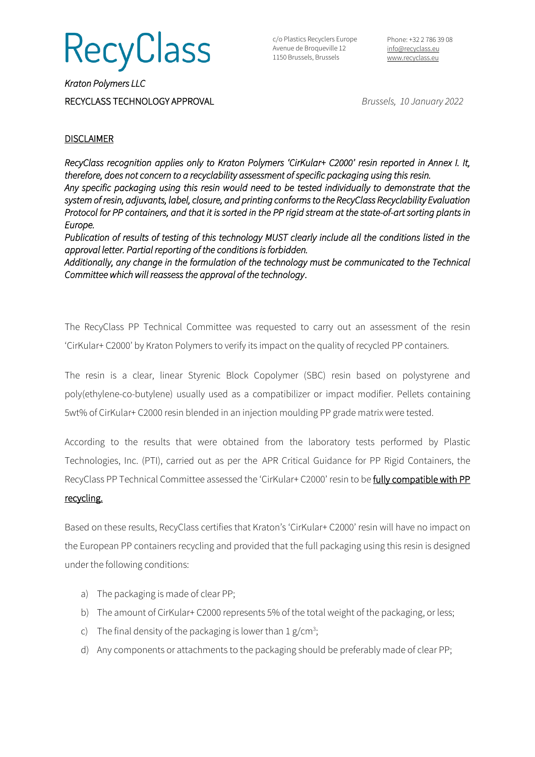# RecyClass

c/o Plastics Recyclers Europe
Avenue de Broqueville 12
1150 Brussels, Brussels

Phone: +32 2 786 39 08
info@recyclass.eu
www.recyclass.eu

*Kraton Polymers LLC*

RECYCLASS TECHNOLOGY APPROVAL

*Brussels, 10 January 2022*

## DISCLAIMER

*RecyClass recognition applies only to Kraton Polymers 'CirKular+ C2000' resin reported in Annex I. It, therefore, does not concern to a recyclability assessment of specific packaging using this resin.*
*Any specific packaging using this resin would need to be tested individually to demonstrate that the system of resin, adjuvants, label, closure, and printing conforms to the RecyClass Recyclability Evaluation Protocol for PP containers, and that it is sorted in the PP rigid stream at the state-of-art sorting plants in Europe.*
*Publication of results of testing of this technology MUST clearly include all the conditions listed in the approval letter. Partial reporting of the conditions is forbidden.*
*Additionally, any change in the formulation of the technology must be communicated to the Technical Committee which will reassess the approval of the technology.*

The RecyClass PP Technical Committee was requested to carry out an assessment of the resin 'CirKular+ C2000' by Kraton Polymers to verify its impact on the quality of recycled PP containers.

The resin is a clear, linear Styrenic Block Copolymer (SBC) resin based on polystyrene and poly(ethylene-co-butylene) usually used as a compatibilizer or impact modifier. Pellets containing 5wt% of CirKular+ C2000 resin blended in an injection moulding PP grade matrix were tested.

According to the results that were obtained from the laboratory tests performed by Plastic Technologies, Inc. (PTI), carried out as per the APR Critical Guidance for PP Rigid Containers, the RecyClass PP Technical Committee assessed the 'CirKular+ C2000' resin to be fully compatible with PP recycling.

Based on these results, RecyClass certifies that Kraton's 'CirKular+ C2000' resin will have no impact on the European PP containers recycling and provided that the full packaging using this resin is designed under the following conditions:

a) The packaging is made of clear PP;
b) The amount of CirKular+ C2000 represents 5% of the total weight of the packaging, or less;
c) The final density of the packaging is lower than 1 g/cm$^3$;
d) Any components or attachments to the packaging should be preferably made of clear PP;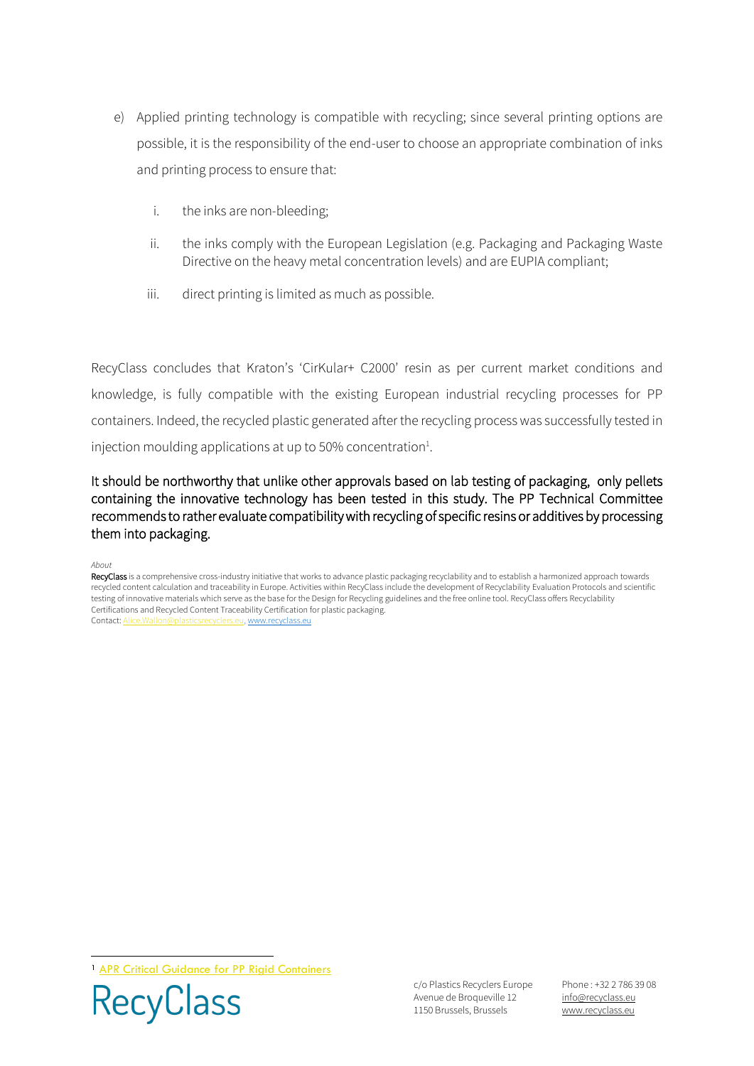e) Applied printing technology is compatible with recycling; since several printing options are possible, it is the responsibility of the end-user to choose an appropriate combination of inks and printing process to ensure that:

   i. the inks are non-bleeding;

   ii. the inks comply with the European Legislation (e.g. Packaging and Packaging Waste Directive on the heavy metal concentration levels) and are EUPIA compliant;

   iii. direct printing is limited as much as possible.

RecyClass concludes that Kraton's 'CirKular+ C2000' resin as per current market conditions and knowledge, is fully compatible with the existing European industrial recycling processes for PP containers. Indeed, the recycled plastic generated after the recycling process was successfully tested in injection moulding applications at up to 50% concentration[1].

It should be northworthy that unlike other approvals based on lab testing of packaging, only pellets containing the innovative technology has been tested in this study. The PP Technical Committee recommends to rather evaluate compatibility with recycling of specific resins or additives by processing them into packaging.

*About*

**RecyClass** is a comprehensive cross-industry initiative that works to advance plastic packaging recyclability and to establish a harmonized approach towards recycled content calculation and traceability in Europe. Activities within RecyClass include the development of Recyclability Evaluation Protocols and scientific testing of innovative materials which serve as the base for the Design for Recycling guidelines and the free online tool. RecyClass offers Recyclability Certifications and Recycled Content Traceability Certification for plastic packaging.
Contact: Alice.Wallon@plasticsrecyclers.eu, www.recyclass.eu

[1] APR Critical Guidance for PP Rigid Containers

RecyClass

c/o Plastics Recyclers Europe
Avenue de Broqueville 12
1150 Brussels, Brussels

Phone : +32 2 786 39 08
info@recyclass.eu
www.recyclass.eu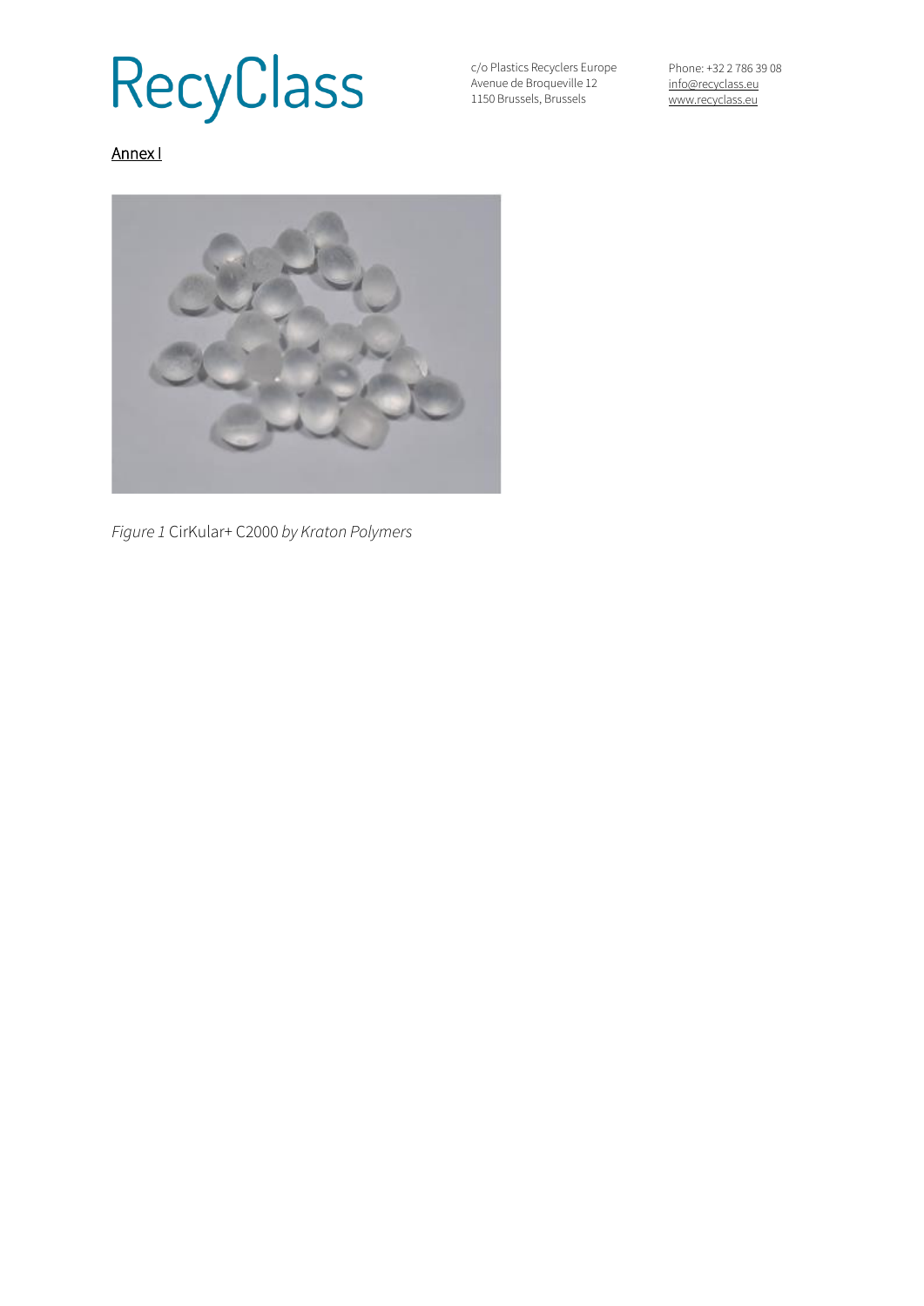Annex I

*Figure 1* CirKular+ C2000 *by Kraton Polymers*